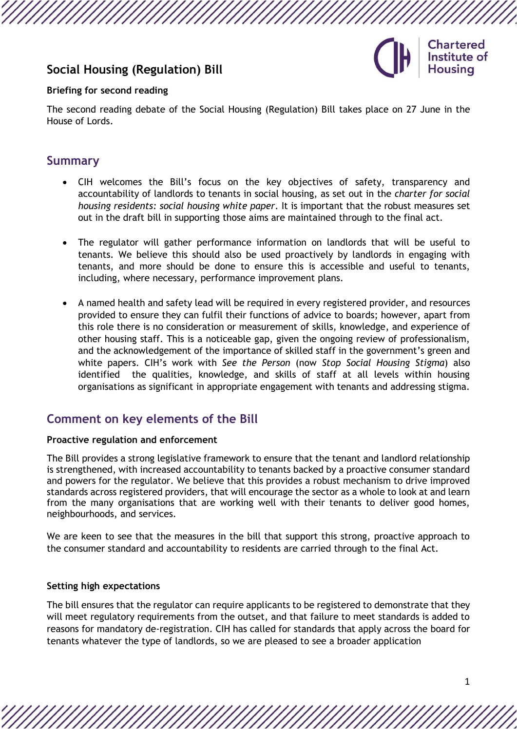# Social Housing (Regulation) Bill

**Briefing for second reading**

The second reading debate of the Social Housing (Regulation) Bill takes place on 27 June in the House of Lords.

## Summary

- CIH welcomes the Bill's focus on the key objectives of safety, transparency and accountability of landlords to tenants in social housing, as set out in the *charter for social housing residents: social housing white paper*. It is important that the robust measures set out in the draft bill in supporting those aims are maintained through to the final act.

- The regulator will gather performance information on landlords that will be useful to tenants. We believe this should also be used proactively by landlords in engaging with tenants, and more should be done to ensure this is accessible and useful to tenants, including, where necessary, performance improvement plans.

- A named health and safety lead will be required in every registered provider, and resources provided to ensure they can fulfil their functions of advice to boards; however, apart from this role there is no consideration or measurement of skills, knowledge, and experience of other housing staff. This is a noticeable gap, given the ongoing review of professionalism, and the acknowledgement of the importance of skilled staff in the government's green and white papers. CIH's work with *See the Person* (now *Stop Social Housing Stigma*) also identified the qualities, knowledge, and skills of staff at all levels within housing organisations as significant in appropriate engagement with tenants and addressing stigma.

## Comment on key elements of the Bill

**Proactive regulation and enforcement**

The Bill provides a strong legislative framework to ensure that the tenant and landlord relationship is strengthened, with increased accountability to tenants backed by a proactive consumer standard and powers for the regulator. We believe that this provides a robust mechanism to drive improved standards across registered providers, that will encourage the sector as a whole to look at and learn from the many organisations that are working well with their tenants to deliver good homes, neighbourhoods, and services.

We are keen to see that the measures in the bill that support this strong, proactive approach to the consumer standard and accountability to residents are carried through to the final Act.

**Setting high expectations**

The bill ensures that the regulator can require applicants to be registered to demonstrate that they will meet regulatory requirements from the outset, and that failure to meet standards is added to reasons for mandatory de-registration. CIH has called for standards that apply across the board for tenants whatever the type of landlords, so we are pleased to see a broader application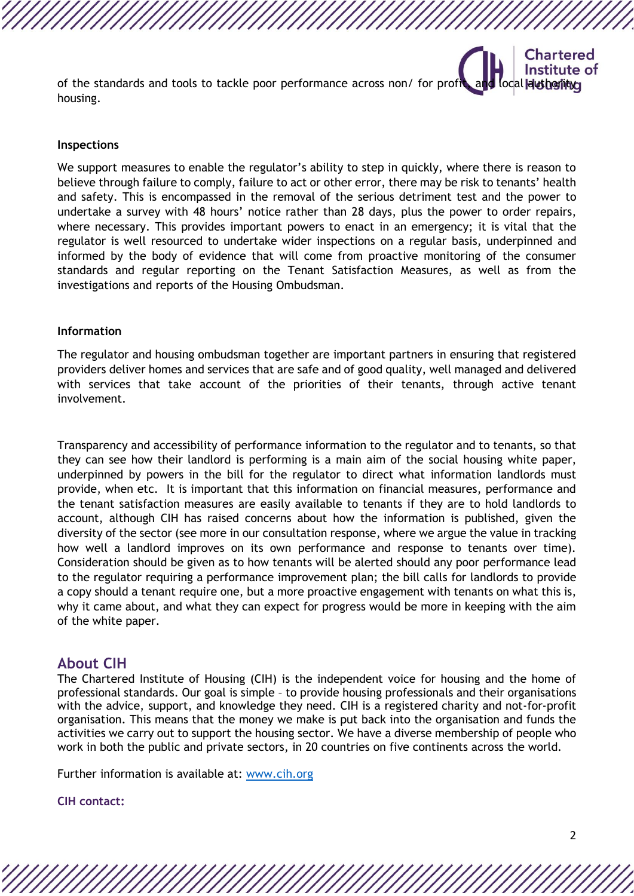of the standards and tools to tackle poor performance across non/ for profit and local authority housing.

**Inspections**

We support measures to enable the regulator's ability to step in quickly, where there is reason to believe through failure to comply, failure to act or other error, there may be risk to tenants' health and safety. This is encompassed in the removal of the serious detriment test and the power to undertake a survey with 48 hours' notice rather than 28 days, plus the power to order repairs, where necessary. This provides important powers to enact in an emergency; it is vital that the regulator is well resourced to undertake wider inspections on a regular basis, underpinned and informed by the body of evidence that will come from proactive monitoring of the consumer standards and regular reporting on the Tenant Satisfaction Measures, as well as from the investigations and reports of the Housing Ombudsman.

**Information**

The regulator and housing ombudsman together are important partners in ensuring that registered providers deliver homes and services that are safe and of good quality, well managed and delivered with services that take account of the priorities of their tenants, through active tenant involvement.

Transparency and accessibility of performance information to the regulator and to tenants, so that they can see how their landlord is performing is a main aim of the social housing white paper, underpinned by powers in the bill for the regulator to direct what information landlords must provide, when etc. It is important that this information on financial measures, performance and the tenant satisfaction measures are easily available to tenants if they are to hold landlords to account, although CIH has raised concerns about how the information is published, given the diversity of the sector (see more in our consultation response, where we argue the value in tracking how well a landlord improves on its own performance and response to tenants over time). Consideration should be given as to how tenants will be alerted should any poor performance lead to the regulator requiring a performance improvement plan; the bill calls for landlords to provide a copy should a tenant require one, but a more proactive engagement with tenants on what this is, why it came about, and what they can expect for progress would be more in keeping with the aim of the white paper.

## About CIH

The Chartered Institute of Housing (CIH) is the independent voice for housing and the home of professional standards. Our goal is simple – to provide housing professionals and their organisations with the advice, support, and knowledge they need. CIH is a registered charity and not-for-profit organisation. This means that the money we make is put back into the organisation and funds the activities we carry out to support the housing sector. We have a diverse membership of people who work in both the public and private sectors, in 20 countries on five continents across the world.

Further information is available at: www.cih.org

**CIH contact:**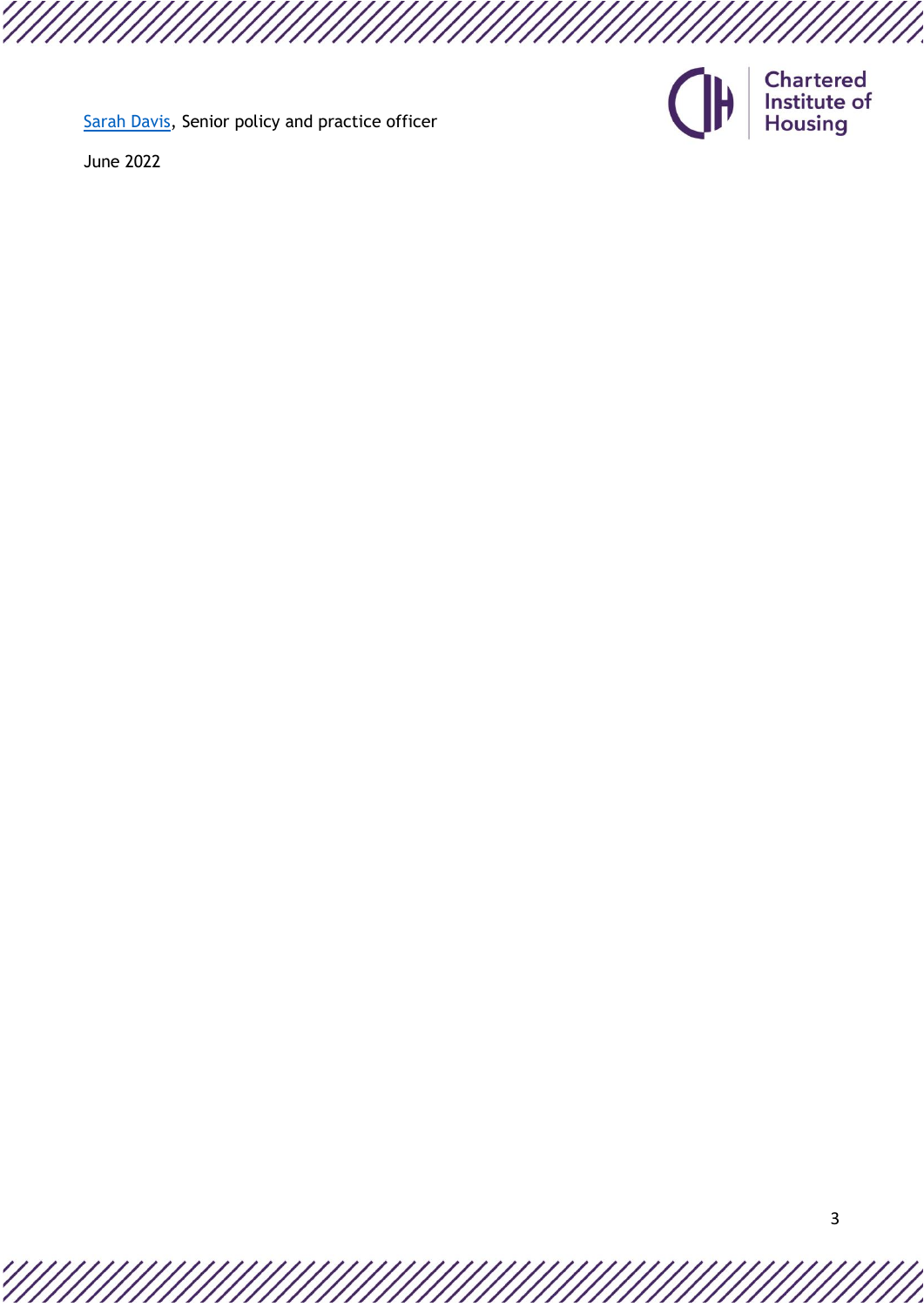[Sarah Davis](), Senior policy and practice officer

June 2022